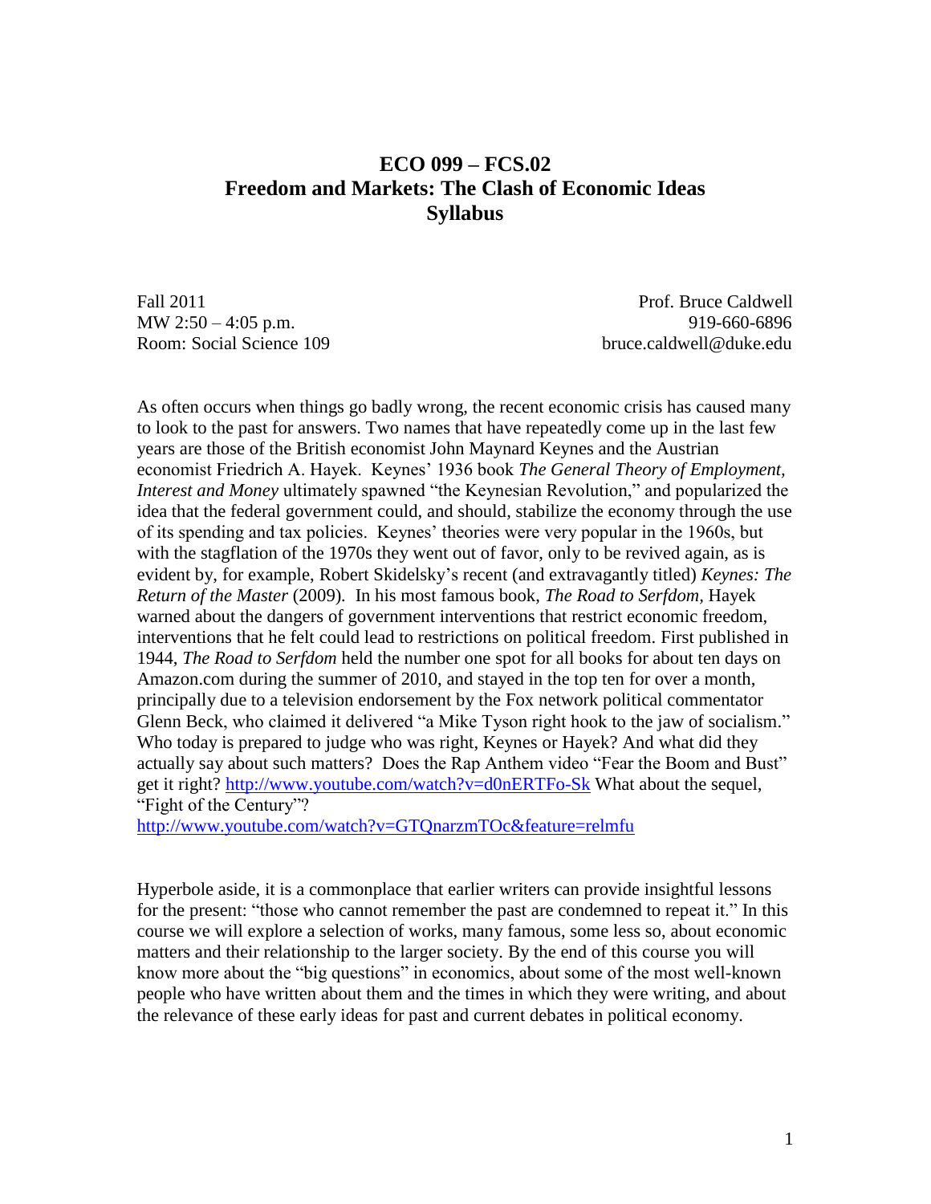# ECO 099 – FCS.02
# Freedom and Markets: The Clash of Economic Ideas
# Syllabus

Fall 2011
MW 2:50 – 4:05 p.m.
Room: Social Science 109

Prof. Bruce Caldwell
919-660-6896
bruce.caldwell@duke.edu

As often occurs when things go badly wrong, the recent economic crisis has caused many to look to the past for answers. Two names that have repeatedly come up in the last few years are those of the British economist John Maynard Keynes and the Austrian economist Friedrich A. Hayek. Keynes' 1936 book *The General Theory of Employment, Interest and Money* ultimately spawned "the Keynesian Revolution," and popularized the idea that the federal government could, and should, stabilize the economy through the use of its spending and tax policies. Keynes' theories were very popular in the 1960s, but with the stagflation of the 1970s they went out of favor, only to be revived again, as is evident by, for example, Robert Skidelsky's recent (and extravagantly titled) *Keynes: The Return of the Master* (2009). In his most famous book, *The Road to Serfdom*, Hayek warned about the dangers of government interventions that restrict economic freedom, interventions that he felt could lead to restrictions on political freedom. First published in 1944, *The Road to Serfdom* held the number one spot for all books for about ten days on Amazon.com during the summer of 2010, and stayed in the top ten for over a month, principally due to a television endorsement by the Fox network political commentator Glenn Beck, who claimed it delivered "a Mike Tyson right hook to the jaw of socialism." Who today is prepared to judge who was right, Keynes or Hayek? And what did they actually say about such matters? Does the Rap Anthem video "Fear the Boom and Bust" get it right? http://www.youtube.com/watch?v=d0nERTFo-Sk What about the sequel, "Fight of the Century"?
http://www.youtube.com/watch?v=GTQnarzmTOc&feature=relmfu

Hyperbole aside, it is a commonplace that earlier writers can provide insightful lessons for the present: "those who cannot remember the past are condemned to repeat it." In this course we will explore a selection of works, many famous, some less so, about economic matters and their relationship to the larger society. By the end of this course you will know more about the "big questions" in economics, about some of the most well-known people who have written about them and the times in which they were writing, and about the relevance of these early ideas for past and current debates in political economy.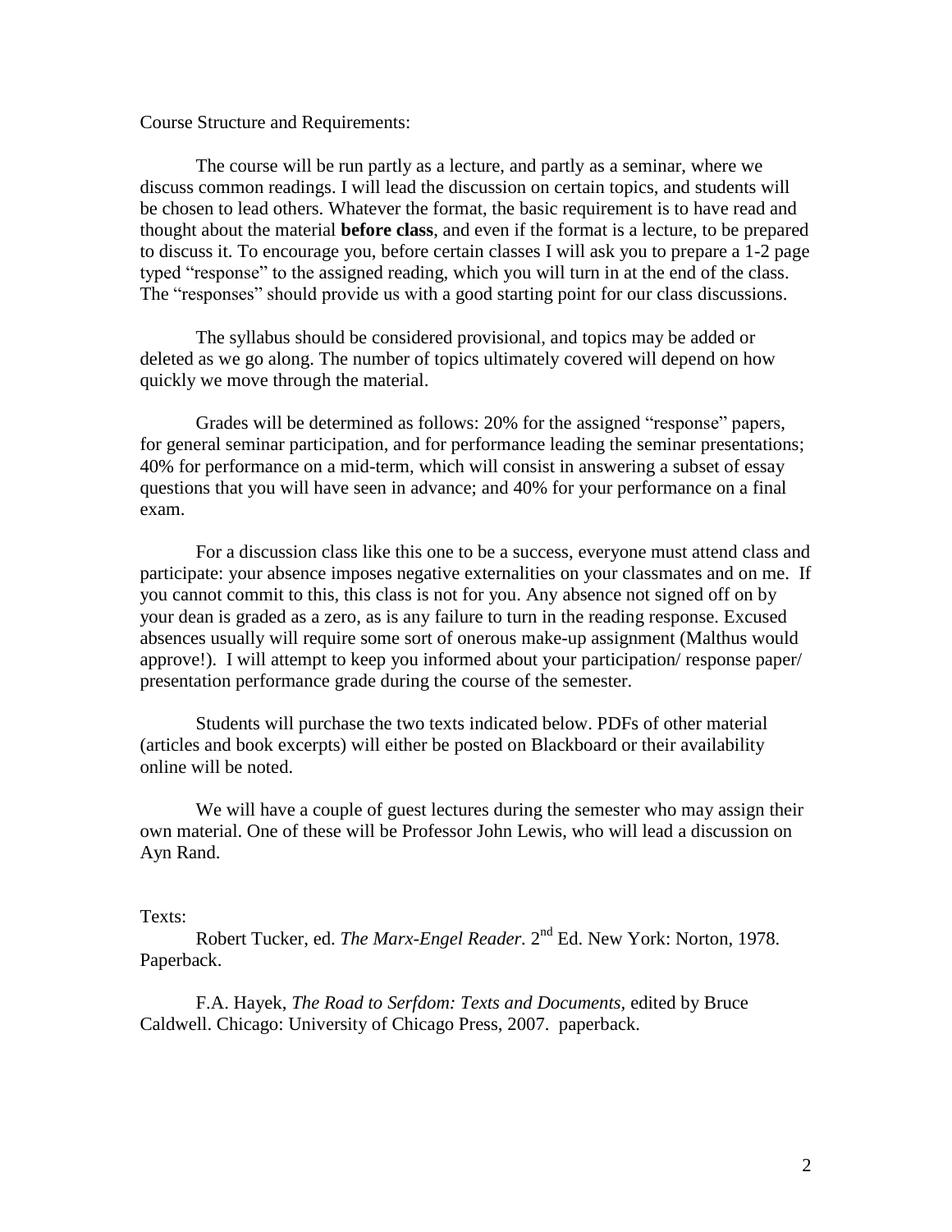Course Structure and Requirements:

The course will be run partly as a lecture, and partly as a seminar, where we discuss common readings. I will lead the discussion on certain topics, and students will be chosen to lead others. Whatever the format, the basic requirement is to have read and thought about the material **before class**, and even if the format is a lecture, to be prepared to discuss it. To encourage you, before certain classes I will ask you to prepare a 1-2 page typed "response" to the assigned reading, which you will turn in at the end of the class. The "responses" should provide us with a good starting point for our class discussions.

The syllabus should be considered provisional, and topics may be added or deleted as we go along. The number of topics ultimately covered will depend on how quickly we move through the material.

Grades will be determined as follows: 20% for the assigned "response" papers, for general seminar participation, and for performance leading the seminar presentations; 40% for performance on a mid-term, which will consist in answering a subset of essay questions that you will have seen in advance; and 40% for your performance on a final exam.

For a discussion class like this one to be a success, everyone must attend class and participate: your absence imposes negative externalities on your classmates and on me. If you cannot commit to this, this class is not for you. Any absence not signed off on by your dean is graded as a zero, as is any failure to turn in the reading response. Excused absences usually will require some sort of onerous make-up assignment (Malthus would approve!). I will attempt to keep you informed about your participation/ response paper/ presentation performance grade during the course of the semester.

Students will purchase the two texts indicated below. PDFs of other material (articles and book excerpts) will either be posted on Blackboard or their availability online will be noted.

We will have a couple of guest lectures during the semester who may assign their own material. One of these will be Professor John Lewis, who will lead a discussion on Ayn Rand.

Texts:

Robert Tucker, ed. *The Marx-Engel Reader*. 2nd Ed. New York: Norton, 1978. Paperback.

F.A. Hayek, *The Road to Serfdom: Texts and Documents,* edited by Bruce Caldwell. Chicago: University of Chicago Press, 2007. paperback.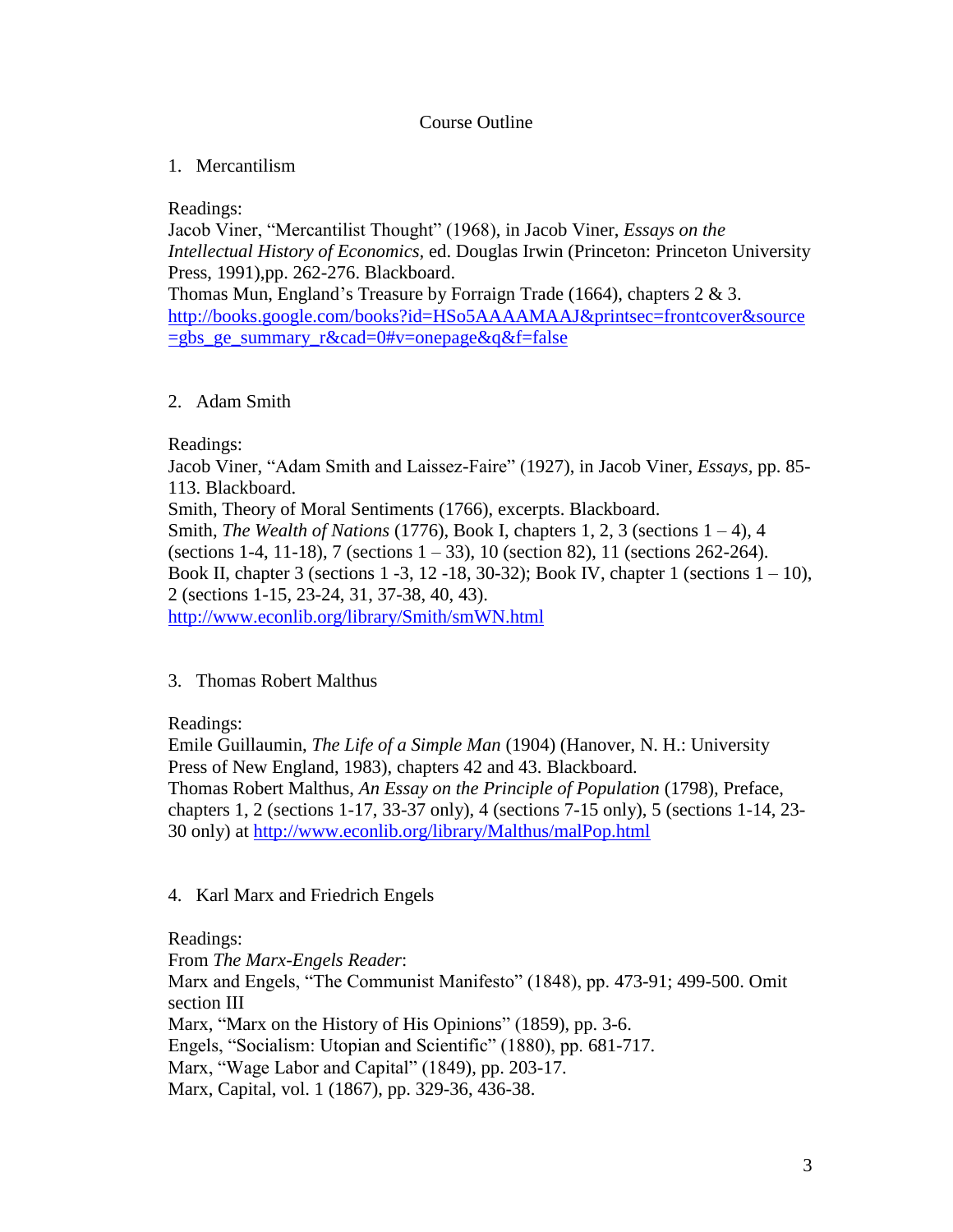# Course Outline

1. Mercantilism

Readings:
Jacob Viner, "Mercantilist Thought" (1968), in Jacob Viner, *Essays on the Intellectual History of Economics*, ed. Douglas Irwin (Princeton: Princeton University Press, 1991),pp. 262-276. Blackboard.
Thomas Mun, England's Treasure by Forraign Trade (1664), chapters 2 & 3.
[http://books.google.com/books?id=HSo5AAAAMAAJ&printsec=frontcover&source=gbs_ge_summary_r&cad=0#v=onepage&q&f=false](http://books.google.com/books?id=HSo5AAAAMAAJ&printsec=frontcover&source=gbs_ge_summary_r&cad=0#v=onepage&q&f=false)

2. Adam Smith

Readings:
Jacob Viner, "Adam Smith and Laissez-Faire" (1927), in Jacob Viner, *Essays*, pp. 85-113. Blackboard.
Smith, Theory of Moral Sentiments (1766), excerpts. Blackboard.
Smith, *The Wealth of Nations* (1776), Book I, chapters 1, 2, 3 (sections 1 – 4), 4 (sections 1-4, 11-18), 7 (sections 1 – 33), 10 (section 82), 11 (sections 262-264). Book II, chapter 3 (sections 1 -3, 12 -18, 30-32); Book IV, chapter 1 (sections 1 – 10), 2 (sections 1-15, 23-24, 31, 37-38, 40, 43).
[http://www.econlib.org/library/Smith/smWN.html](http://www.econlib.org/library/Smith/smWN.html)

3. Thomas Robert Malthus

Readings:
Emile Guillaumin, *The Life of a Simple Man* (1904) (Hanover, N. H.: University Press of New England, 1983), chapters 42 and 43. Blackboard.
Thomas Robert Malthus, *An Essay on the Principle of Population* (1798), Preface, chapters 1, 2 (sections 1-17, 33-37 only), 4 (sections 7-15 only), 5 (sections 1-14, 23-30 only) at [http://www.econlib.org/library/Malthus/malPop.html](http://www.econlib.org/library/Malthus/malPop.html)

4. Karl Marx and Friedrich Engels

Readings:
From *The Marx-Engels Reader*:
Marx and Engels, "The Communist Manifesto" (1848), pp. 473-91; 499-500. Omit section III
Marx, "Marx on the History of His Opinions" (1859), pp. 3-6.
Engels, "Socialism: Utopian and Scientific" (1880), pp. 681-717.
Marx, "Wage Labor and Capital" (1849), pp. 203-17.
Marx, Capital, vol. 1 (1867), pp. 329-36, 436-38.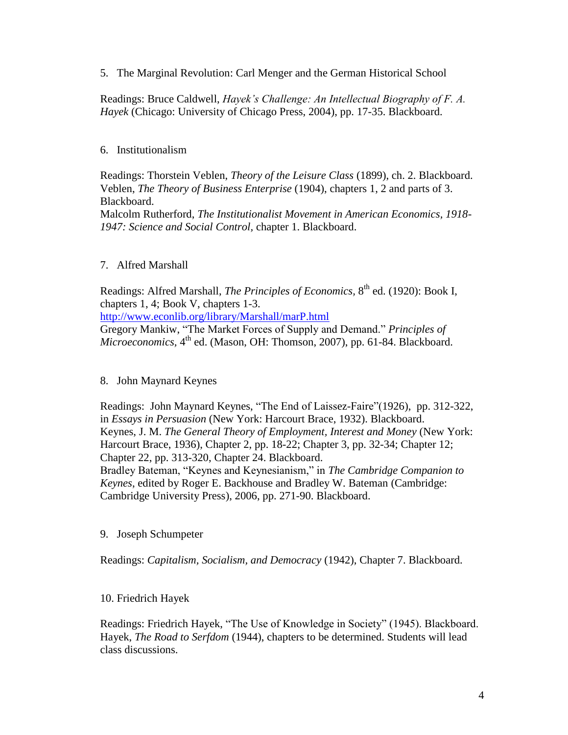5. The Marginal Revolution: Carl Menger and the German Historical School

Readings: Bruce Caldwell, *Hayek's Challenge: An Intellectual Biography of F. A. Hayek* (Chicago: University of Chicago Press, 2004), pp. 17-35. Blackboard.

6. Institutionalism

Readings: Thorstein Veblen, *Theory of the Leisure Class* (1899), ch. 2. Blackboard.
Veblen, *The Theory of Business Enterprise* (1904), chapters 1, 2 and parts of 3. Blackboard.
Malcolm Rutherford, *The Institutionalist Movement in American Economics, 1918-1947: Science and Social Control*, chapter 1. Blackboard.

7. Alfred Marshall

Readings: Alfred Marshall, *The Principles of Economics*, 8th ed. (1920): Book I, chapters 1, 4; Book V, chapters 1-3.
http://www.econlib.org/library/Marshall/marP.html
Gregory Mankiw, "The Market Forces of Supply and Demand." *Principles of Microeconomics*, 4th ed. (Mason, OH: Thomson, 2007), pp. 61-84. Blackboard.

8. John Maynard Keynes

Readings: John Maynard Keynes, "The End of Laissez-Faire"(1926), pp. 312-322, in *Essays in Persuasion* (New York: Harcourt Brace, 1932). Blackboard.
Keynes, J. M. *The General Theory of Employment, Interest and Money* (New York: Harcourt Brace, 1936), Chapter 2, pp. 18-22; Chapter 3, pp. 32-34; Chapter 12; Chapter 22, pp. 313-320, Chapter 24. Blackboard.
Bradley Bateman, "Keynes and Keynesianism," in *The Cambridge Companion to Keynes*, edited by Roger E. Backhouse and Bradley W. Bateman (Cambridge: Cambridge University Press), 2006, pp. 271-90. Blackboard.

9. Joseph Schumpeter

Readings: *Capitalism, Socialism, and Democracy* (1942), Chapter 7. Blackboard.

10. Friedrich Hayek

Readings: Friedrich Hayek, "The Use of Knowledge in Society" (1945). Blackboard.
Hayek, *The Road to Serfdom* (1944), chapters to be determined. Students will lead class discussions.